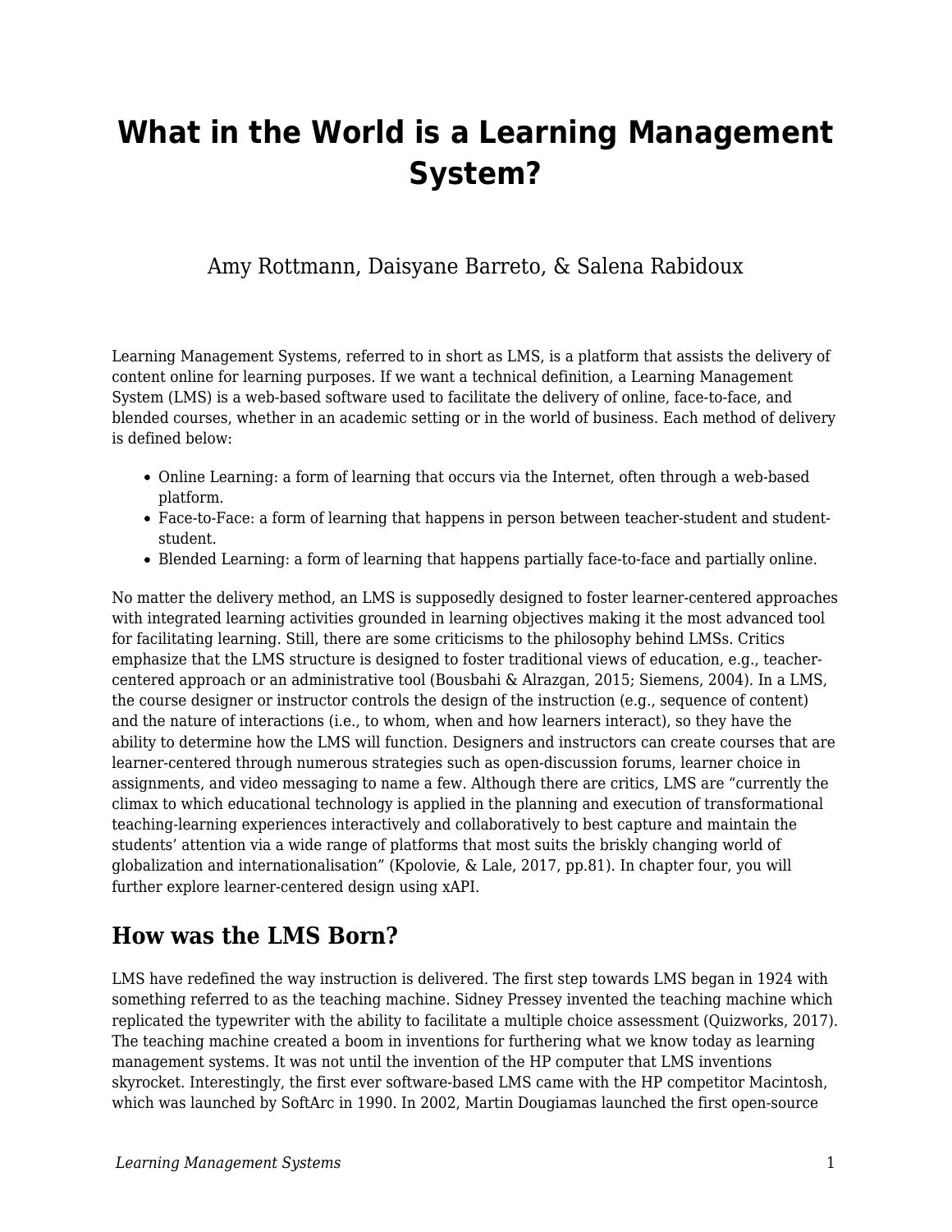# What in the World is a Learning Management System?

Amy Rottmann, Daisyane Barreto, & Salena Rabidoux

Learning Management Systems, referred to in short as LMS, is a platform that assists the delivery of content online for learning purposes. If we want a technical definition, a Learning Management System (LMS) is a web-based software used to facilitate the delivery of online, face-to-face, and blended courses, whether in an academic setting or in the world of business. Each method of delivery is defined below:

- Online Learning: a form of learning that occurs via the Internet, often through a web-based platform.
- Face-to-Face: a form of learning that happens in person between teacher-student and student-student.
- Blended Learning: a form of learning that happens partially face-to-face and partially online.

No matter the delivery method, an LMS is supposedly designed to foster learner-centered approaches with integrated learning activities grounded in learning objectives making it the most advanced tool for facilitating learning. Still, there are some criticisms to the philosophy behind LMSs. Critics emphasize that the LMS structure is designed to foster traditional views of education, e.g., teacher-centered approach or an administrative tool (Bousbahi & Alrazgan, 2015; Siemens, 2004). In a LMS, the course designer or instructor controls the design of the instruction (e.g., sequence of content) and the nature of interactions (i.e., to whom, when and how learners interact), so they have the ability to determine how the LMS will function. Designers and instructors can create courses that are learner-centered through numerous strategies such as open-discussion forums, learner choice in assignments, and video messaging to name a few. Although there are critics, LMS are "currently the climax to which educational technology is applied in the planning and execution of transformational teaching-learning experiences interactively and collaboratively to best capture and maintain the students' attention via a wide range of platforms that most suits the briskly changing world of globalization and internationalisation" (Kpolovie, & Lale, 2017, pp.81). In chapter four, you will further explore learner-centered design using xAPI.

## How was the LMS Born?

LMS have redefined the way instruction is delivered. The first step towards LMS began in 1924 with something referred to as the teaching machine. Sidney Pressey invented the teaching machine which replicated the typewriter with the ability to facilitate a multiple choice assessment (Quizworks, 2017). The teaching machine created a boom in inventions for furthering what we know today as learning management systems. It was not until the invention of the HP computer that LMS inventions skyrocket. Interestingly, the first ever software-based LMS came with the HP competitor Macintosh, which was launched by SoftArc in 1990. In 2002, Martin Dougiamas launched the first open-source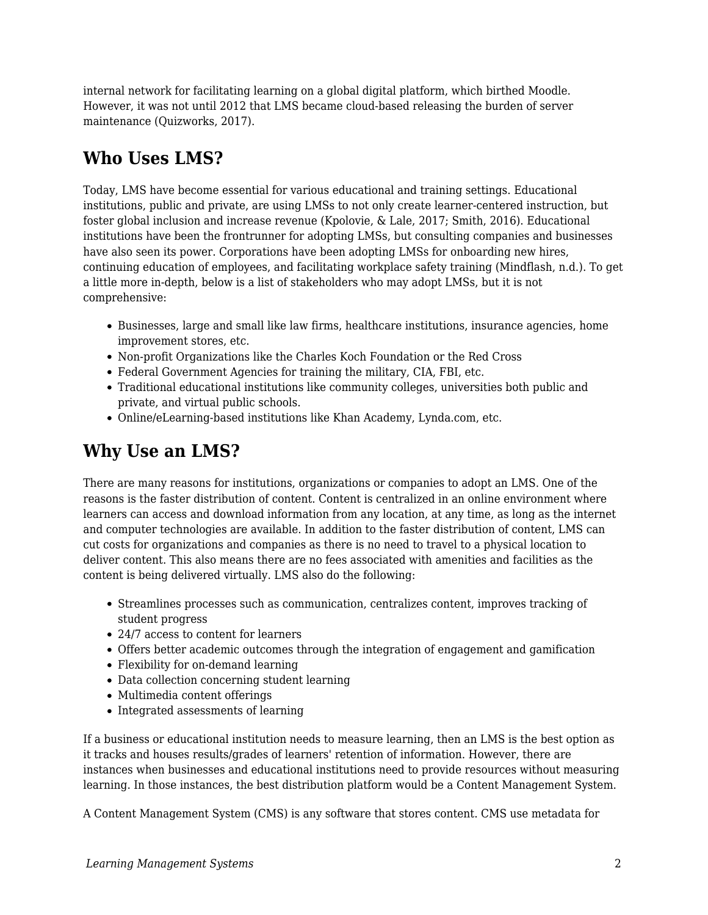internal network for facilitating learning on a global digital platform, which birthed Moodle. However, it was not until 2012 that LMS became cloud-based releasing the burden of server maintenance (Quizworks, 2017).

## Who Uses LMS?

Today, LMS have become essential for various educational and training settings. Educational institutions, public and private, are using LMSs to not only create learner-centered instruction, but foster global inclusion and increase revenue (Kpolovie, & Lale, 2017; Smith, 2016). Educational institutions have been the frontrunner for adopting LMSs, but consulting companies and businesses have also seen its power. Corporations have been adopting LMSs for onboarding new hires, continuing education of employees, and facilitating workplace safety training (Mindflash, n.d.). To get a little more in-depth, below is a list of stakeholders who may adopt LMSs, but it is not comprehensive:

- Businesses, large and small like law firms, healthcare institutions, insurance agencies, home improvement stores, etc.
- Non-profit Organizations like the Charles Koch Foundation or the Red Cross
- Federal Government Agencies for training the military, CIA, FBI, etc.
- Traditional educational institutions like community colleges, universities both public and private, and virtual public schools.
- Online/eLearning-based institutions like Khan Academy, Lynda.com, etc.

## Why Use an LMS?

There are many reasons for institutions, organizations or companies to adopt an LMS. One of the reasons is the faster distribution of content. Content is centralized in an online environment where learners can access and download information from any location, at any time, as long as the internet and computer technologies are available. In addition to the faster distribution of content, LMS can cut costs for organizations and companies as there is no need to travel to a physical location to deliver content. This also means there are no fees associated with amenities and facilities as the content is being delivered virtually. LMS also do the following:

- Streamlines processes such as communication, centralizes content, improves tracking of student progress
- 24/7 access to content for learners
- Offers better academic outcomes through the integration of engagement and gamification
- Flexibility for on-demand learning
- Data collection concerning student learning
- Multimedia content offerings
- Integrated assessments of learning

If a business or educational institution needs to measure learning, then an LMS is the best option as it tracks and houses results/grades of learners' retention of information. However, there are instances when businesses and educational institutions need to provide resources without measuring learning. In those instances, the best distribution platform would be a Content Management System.

A Content Management System (CMS) is any software that stores content. CMS use metadata for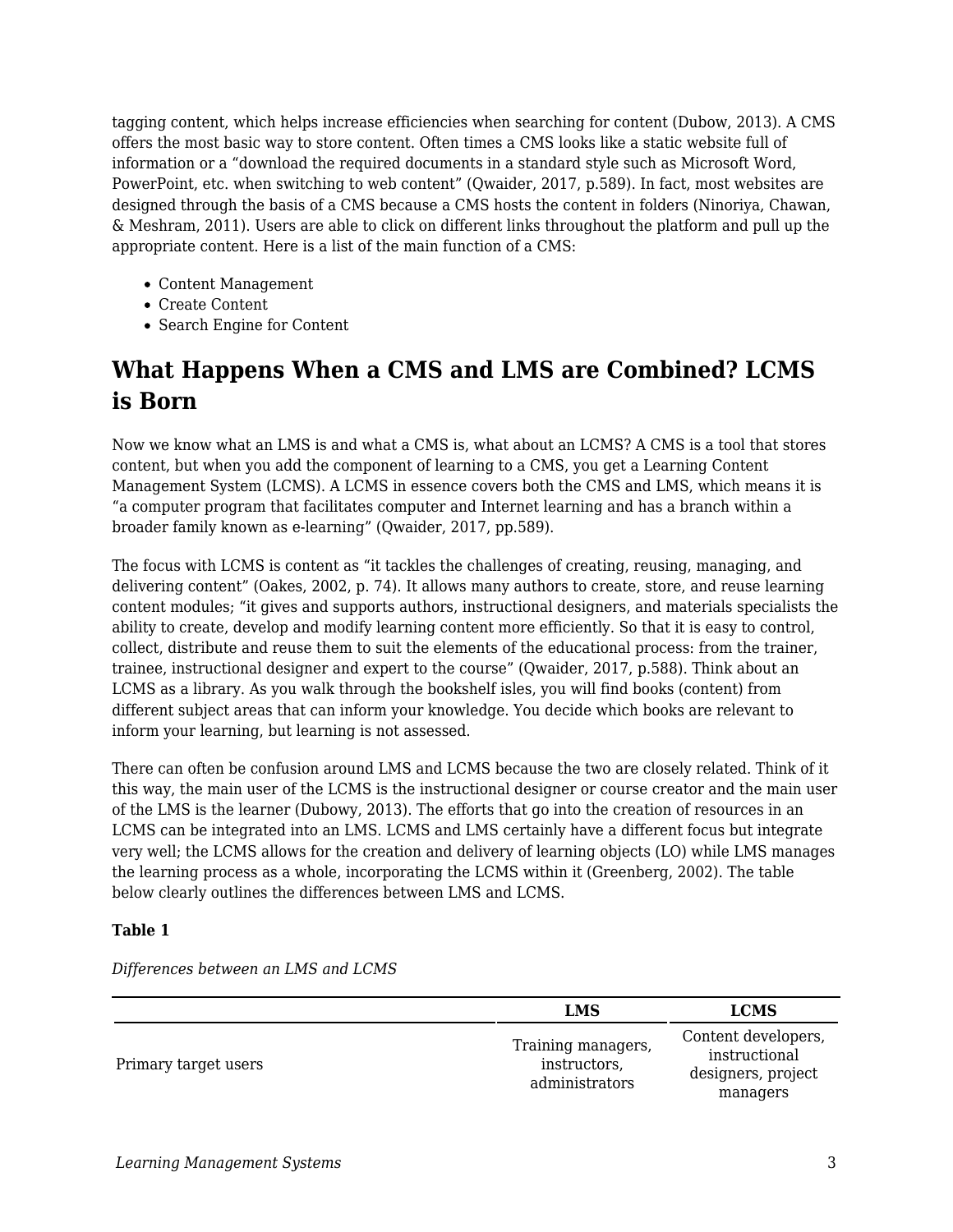tagging content, which helps increase efficiencies when searching for content (Dubow, 2013). A CMS offers the most basic way to store content. Often times a CMS looks like a static website full of information or a "download the required documents in a standard style such as Microsoft Word, PowerPoint, etc. when switching to web content" (Qwaider, 2017, p.589). In fact, most websites are designed through the basis of a CMS because a CMS hosts the content in folders (Ninoriya, Chawan, & Meshram, 2011). Users are able to click on different links throughout the platform and pull up the appropriate content. Here is a list of the main function of a CMS:

- Content Management
- Create Content
- Search Engine for Content

## What Happens When a CMS and LMS are Combined? LCMS is Born

Now we know what an LMS is and what a CMS is, what about an LCMS? A CMS is a tool that stores content, but when you add the component of learning to a CMS, you get a Learning Content Management System (LCMS). A LCMS in essence covers both the CMS and LMS, which means it is "a computer program that facilitates computer and Internet learning and has a branch within a broader family known as e-learning" (Qwaider, 2017, pp.589).

The focus with LCMS is content as "it tackles the challenges of creating, reusing, managing, and delivering content" (Oakes, 2002, p. 74). It allows many authors to create, store, and reuse learning content modules; "it gives and supports authors, instructional designers, and materials specialists the ability to create, develop and modify learning content more efficiently. So that it is easy to control, collect, distribute and reuse them to suit the elements of the educational process: from the trainer, trainee, instructional designer and expert to the course" (Qwaider, 2017, p.588). Think about an LCMS as a library. As you walk through the bookshelf isles, you will find books (content) from different subject areas that can inform your knowledge. You decide which books are relevant to inform your learning, but learning is not assessed.

There can often be confusion around LMS and LCMS because the two are closely related. Think of it this way, the main user of the LCMS is the instructional designer or course creator and the main user of the LMS is the learner (Dubowy, 2013). The efforts that go into the creation of resources in an LCMS can be integrated into an LMS. LCMS and LMS certainly have a different focus but integrate very well; the LCMS allows for the creation and delivery of learning objects (LO) while LMS manages the learning process as a whole, incorporating the LCMS within it (Greenberg, 2002). The table below clearly outlines the differences between LMS and LCMS.

**Table 1**

*Differences between an LMS and LCMS*

| | LMS | LCMS |
|---|---|---|
| Primary target users | Training managers, instructors, administrators | Content developers, instructional designers, project managers |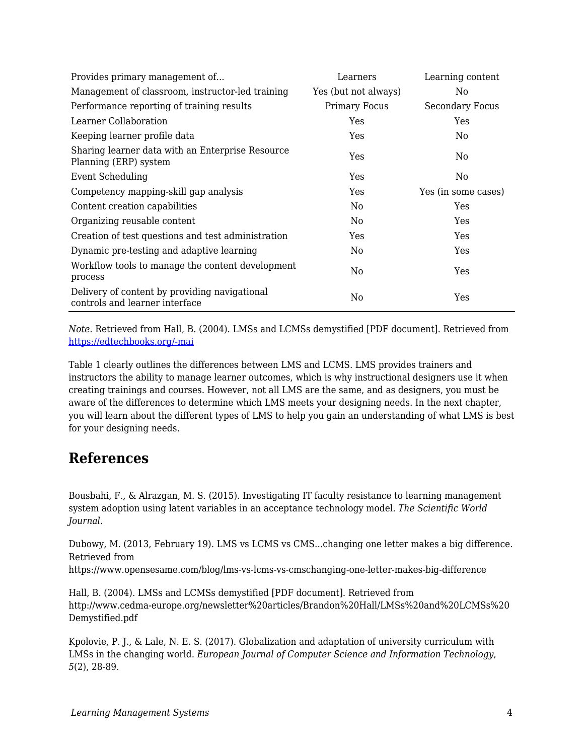| Provides primary management of... | Learners | Learning content |
|---|---|---|
| Management of classroom, instructor-led training | Yes (but not always) | No |
| Performance reporting of training results | Primary Focus | Secondary Focus |
| Learner Collaboration | Yes | Yes |
| Keeping learner profile data | Yes | No |
| Sharing learner data with an Enterprise Resource Planning (ERP) system | Yes | No |
| Event Scheduling | Yes | No |
| Competency mapping-skill gap analysis | Yes | Yes (in some cases) |
| Content creation capabilities | No | Yes |
| Organizing reusable content | No | Yes |
| Creation of test questions and test administration | Yes | Yes |
| Dynamic pre-testing and adaptive learning | No | Yes |
| Workflow tools to manage the content development process | No | Yes |
| Delivery of content by providing navigational controls and learner interface | No | Yes |

*Note*. Retrieved from Hall, B. (2004). LMSs and LCMSs demystified [PDF document]. Retrieved from https://edtechbooks.org/-mai

Table 1 clearly outlines the differences between LMS and LCMS. LMS provides trainers and instructors the ability to manage learner outcomes, which is why instructional designers use it when creating trainings and courses. However, not all LMS are the same, and as designers, you must be aware of the differences to determine which LMS meets your designing needs. In the next chapter, you will learn about the different types of LMS to help you gain an understanding of what LMS is best for your designing needs.

## References

Bousbahi, F., & Alrazgan, M. S. (2015). Investigating IT faculty resistance to learning management system adoption using latent variables in an acceptance technology model. *The Scientific World Journal*.

Dubowy, M. (2013, February 19). LMS vs LCMS vs CMS...changing one letter makes a big difference. Retrieved from https://www.opensesame.com/blog/lms-vs-lcms-vs-cmschanging-one-letter-makes-big-difference

Hall, B. (2004). LMSs and LCMSs demystified [PDF document]. Retrieved from http://www.cedma-europe.org/newsletter%20articles/Brandon%20Hall/LMSs%20and%20LCMSs%20Demystified.pdf

Kpolovie, P. J., & Lale, N. E. S. (2017). Globalization and adaptation of university curriculum with LMSs in the changing world. *European Journal of Computer Science and Information Technology*, *5*(2), 28-89.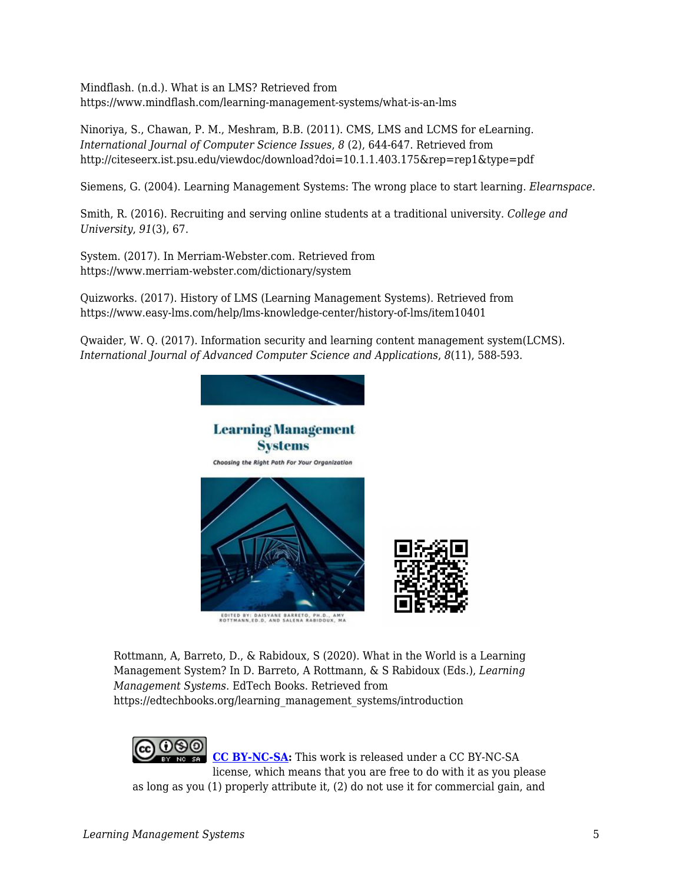Mindflash. (n.d.). What is an LMS? Retrieved from https://www.mindflash.com/learning-management-systems/what-is-an-lms

Ninoriya, S., Chawan, P. M., Meshram, B.B. (2011). CMS, LMS and LCMS for eLearning. *International Journal of Computer Science Issues*, *8* (2), 644-647. Retrieved from http://citeseerx.ist.psu.edu/viewdoc/download?doi=10.1.1.403.175&rep=rep1&type=pdf

Siemens, G. (2004). Learning Management Systems: The wrong place to start learning. *Elearnspace*.

Smith, R. (2016). Recruiting and serving online students at a traditional university. *College and University*, *91*(3), 67.

System. (2017). In Merriam-Webster.com. Retrieved from https://www.merriam-webster.com/dictionary/system

Quizworks. (2017). History of LMS (Learning Management Systems). Retrieved from https://www.easy-lms.com/help/lms-knowledge-center/history-of-lms/item10401

Qwaider, W. Q. (2017). Information security and learning content management system(LCMS). *International Journal of Advanced Computer Science and Applications*, *8*(11), 588-593.

Rottmann, A, Barreto, D., & Rabidoux, S (2020). What in the World is a Learning Management System? In D. Barreto, A Rottmann, & S Rabidoux (Eds.), *Learning Management Systems*. EdTech Books. Retrieved from https://edtechbooks.org/learning_management_systems/introduction

**CC BY-NC-SA:** This work is released under a CC BY-NC-SA license, which means that you are free to do with it as you please as long as you (1) properly attribute it, (2) do not use it for commercial gain, and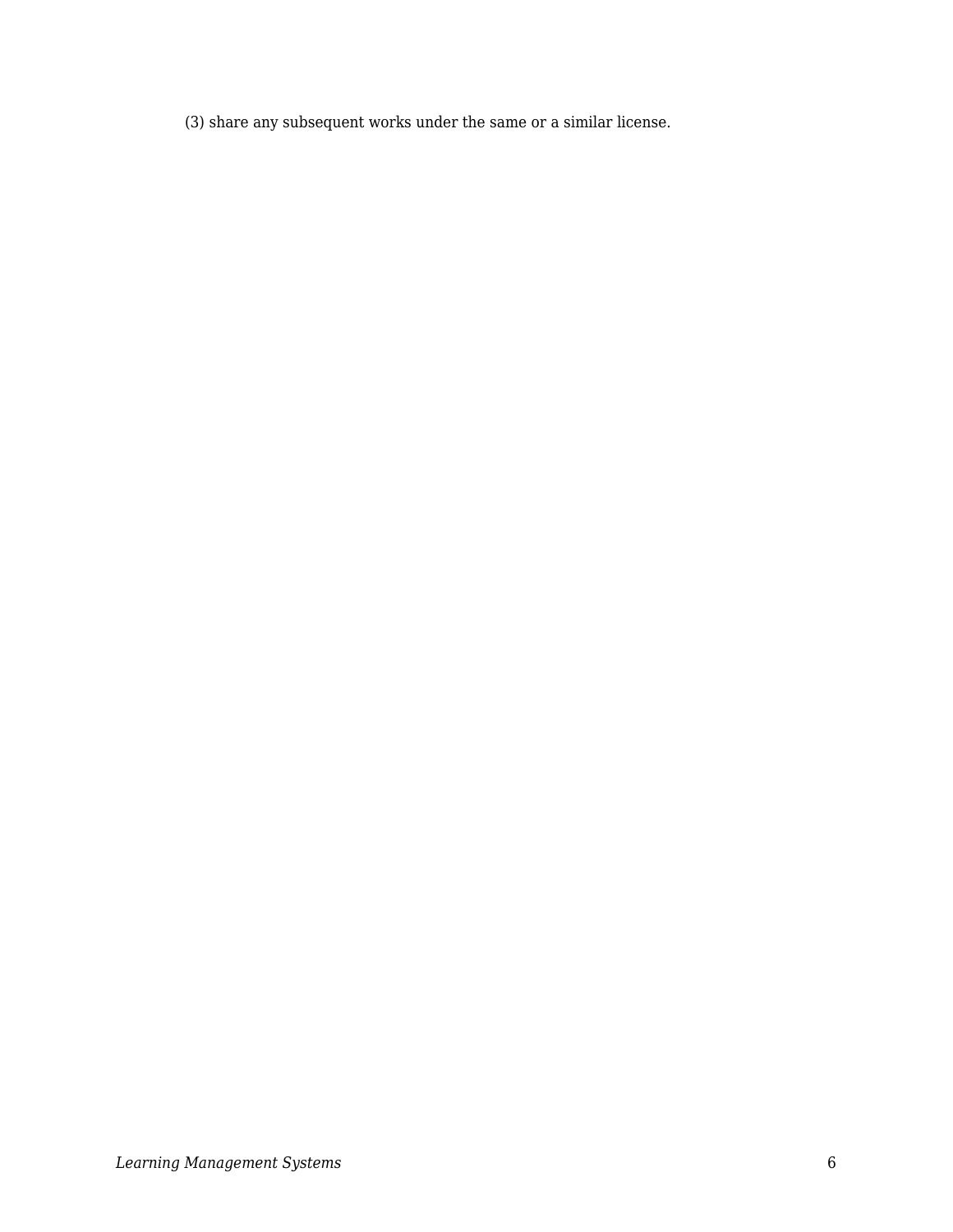(3) share any subsequent works under the same or a similar license.